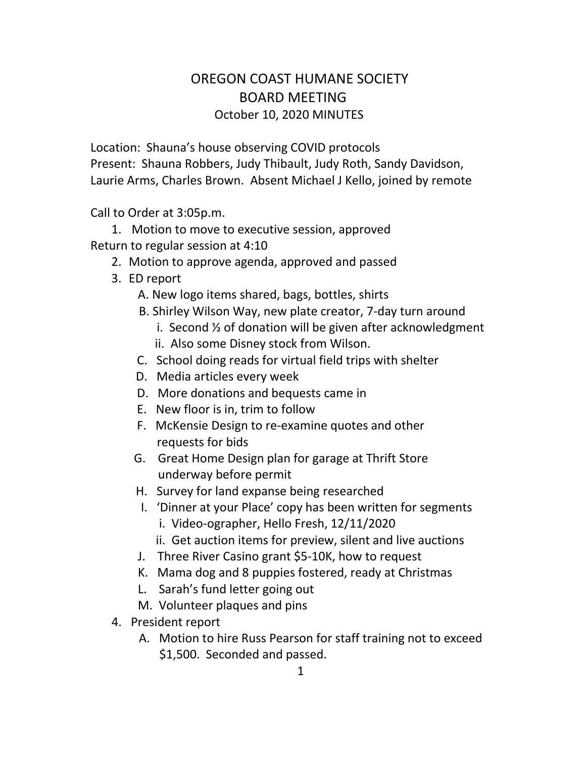# OREGON COAST HUMANE SOCIETY
## BOARD MEETING
### October 10, 2020 MINUTES

Location: Shauna's house observing COVID protocols
Present: Shauna Robbers, Judy Thibault, Judy Roth, Sandy Davidson, Laurie Arms, Charles Brown. Absent Michael J Kello, joined by remote

Call to Order at 3:05p.m.

1. Motion to move to executive session, approved

Return to regular session at 4:10

2. Motion to approve agenda, approved and passed
3. ED report
   - A. New logo items shared, bags, bottles, shirts
   - B. Shirley Wilson Way, new plate creator, 7-day turn around
     - i. Second ½ of donation will be given after acknowledgment
     - ii. Also some Disney stock from Wilson.
   - C. School doing reads for virtual field trips with shelter
   - D. Media articles every week
   - D. More donations and bequests came in
   - E. New floor is in, trim to follow
   - F. McKensie Design to re-examine quotes and other requests for bids
   - G. Great Home Design plan for garage at Thrift Store underway before permit
   - H. Survey for land expanse being researched
   - I. 'Dinner at your Place' copy has been written for segments
     - i. Video-ographer, Hello Fresh, 12/11/2020
     - ii. Get auction items for preview, silent and live auctions
   - J. Three River Casino grant $5-10K, how to request
   - K. Mama dog and 8 puppies fostered, ready at Christmas
   - L. Sarah's fund letter going out
   - M. Volunteer plaques and pins
4. President report
   - A. Motion to hire Russ Pearson for staff training not to exceed $1,500. Seconded and passed.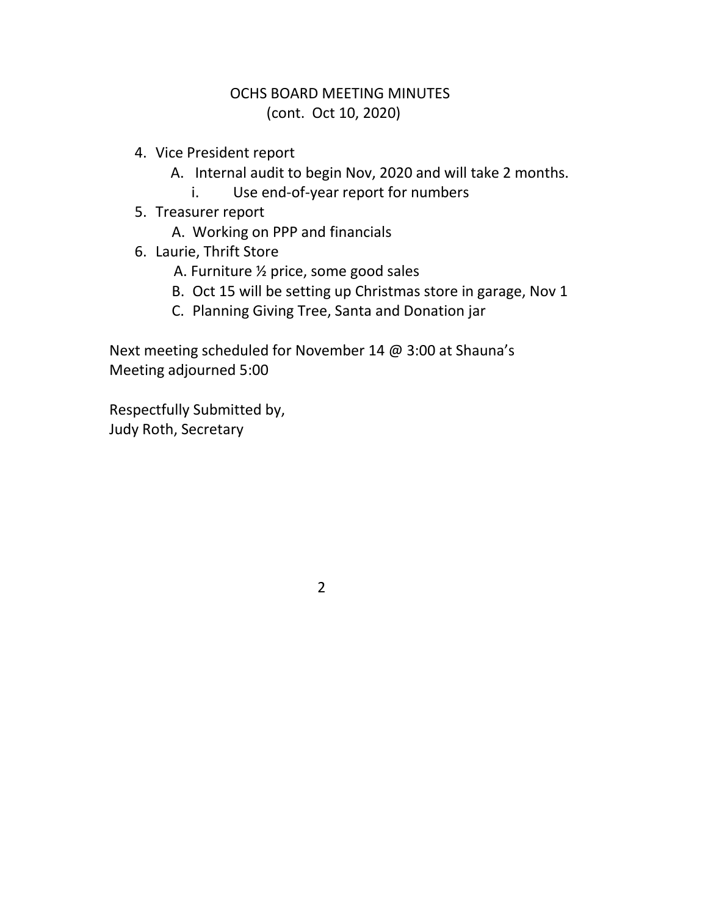OCHS BOARD MEETING MINUTES
(cont. Oct 10, 2020)

4. Vice President report
   - A. Internal audit to begin Nov, 2020 and will take 2 months.
     - i. Use end-of-year report for numbers
5. Treasurer report
   - A. Working on PPP and financials
6. Laurie, Thrift Store
   - A. Furniture ½ price, some good sales
   - B. Oct 15 will be setting up Christmas store in garage, Nov 1
   - C. Planning Giving Tree, Santa and Donation jar

Next meeting scheduled for November 14 @ 3:00 at Shauna's
Meeting adjourned 5:00

Respectfully Submitted by,
Judy Roth, Secretary